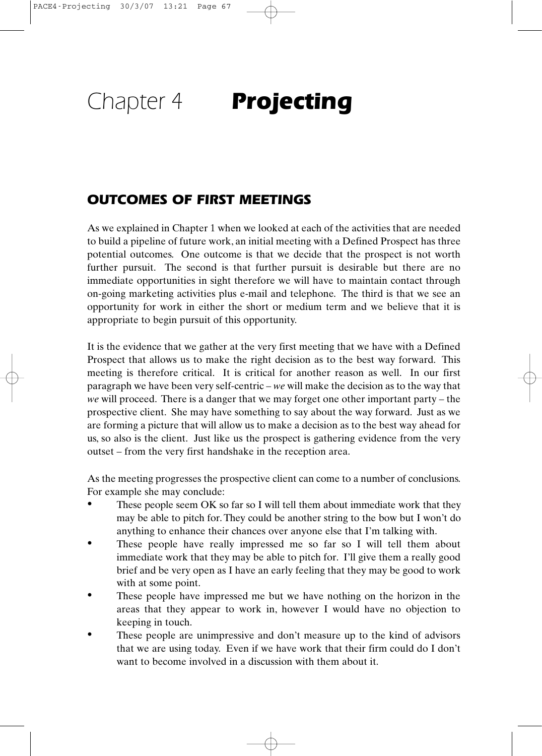# Chapter 4 ***Projecting***

## *OUTCOMES OF FIRST MEETINGS*

As we explained in Chapter 1 when we looked at each of the activities that are needed to build a pipeline of future work, an initial meeting with a Defined Prospect has three potential outcomes. One outcome is that we decide that the prospect is not worth further pursuit. The second is that further pursuit is desirable but there are no immediate opportunities in sight therefore we will have to maintain contact through on-going marketing activities plus e-mail and telephone. The third is that we see an opportunity for work in either the short or medium term and we believe that it is appropriate to begin pursuit of this opportunity.

It is the evidence that we gather at the very first meeting that we have with a Defined Prospect that allows us to make the right decision as to the best way forward. This meeting is therefore critical. It is critical for another reason as well. In our first paragraph we have been very self-centric – *we* will make the decision as to the way that *we* will proceed. There is a danger that we may forget one other important party – the prospective client. She may have something to say about the way forward. Just as we are forming a picture that will allow us to make a decision as to the best way ahead for us, so also is the client. Just like us the prospect is gathering evidence from the very outset – from the very first handshake in the reception area.

As the meeting progresses the prospective client can come to a number of conclusions. For example she may conclude:

- These people seem OK so far so I will tell them about immediate work that they may be able to pitch for. They could be another string to the bow but I won't do anything to enhance their chances over anyone else that I'm talking with.
- These people have really impressed me so far so I will tell them about immediate work that they may be able to pitch for. I'll give them a really good brief and be very open as I have an early feeling that they may be good to work with at some point.
- These people have impressed me but we have nothing on the horizon in the areas that they appear to work in, however I would have no objection to keeping in touch.
- These people are unimpressive and don't measure up to the kind of advisors that we are using today. Even if we have work that their firm could do I don't want to become involved in a discussion with them about it.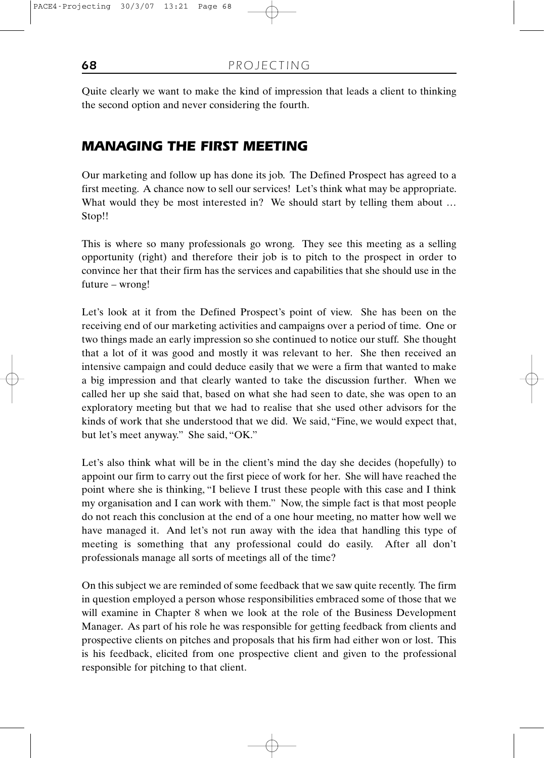Quite clearly we want to make the kind of impression that leads a client to thinking the second option and never considering the fourth.

## *MANAGING THE FIRST MEETING*

Our marketing and follow up has done its job. The Defined Prospect has agreed to a first meeting. A chance now to sell our services! Let's think what may be appropriate. What would they be most interested in? We should start by telling them about … Stop!!

This is where so many professionals go wrong. They see this meeting as a selling opportunity (right) and therefore their job is to pitch to the prospect in order to convince her that their firm has the services and capabilities that she should use in the future – wrong!

Let's look at it from the Defined Prospect's point of view. She has been on the receiving end of our marketing activities and campaigns over a period of time. One or two things made an early impression so she continued to notice our stuff. She thought that a lot of it was good and mostly it was relevant to her. She then received an intensive campaign and could deduce easily that we were a firm that wanted to make a big impression and that clearly wanted to take the discussion further. When we called her up she said that, based on what she had seen to date, she was open to an exploratory meeting but that we had to realise that she used other advisors for the kinds of work that she understood that we did. We said, "Fine, we would expect that, but let's meet anyway." She said, "OK."

Let's also think what will be in the client's mind the day she decides (hopefully) to appoint our firm to carry out the first piece of work for her. She will have reached the point where she is thinking, "I believe I trust these people with this case and I think my organisation and I can work with them." Now, the simple fact is that most people do not reach this conclusion at the end of a one hour meeting, no matter how well we have managed it. And let's not run away with the idea that handling this type of meeting is something that any professional could do easily. After all don't professionals manage all sorts of meetings all of the time?

On this subject we are reminded of some feedback that we saw quite recently. The firm in question employed a person whose responsibilities embraced some of those that we will examine in Chapter 8 when we look at the role of the Business Development Manager. As part of his role he was responsible for getting feedback from clients and prospective clients on pitches and proposals that his firm had either won or lost. This is his feedback, elicited from one prospective client and given to the professional responsible for pitching to that client.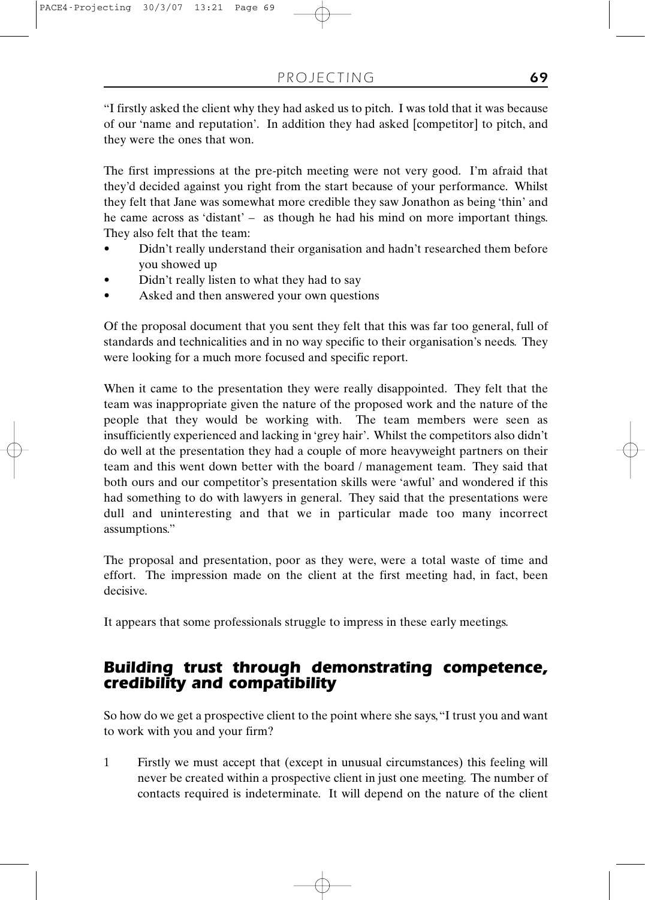"I firstly asked the client why they had asked us to pitch. I was told that it was because of our 'name and reputation'. In addition they had asked [competitor] to pitch, and they were the ones that won.

The first impressions at the pre-pitch meeting were not very good. I'm afraid that they'd decided against you right from the start because of your performance. Whilst they felt that Jane was somewhat more credible they saw Jonathon as being 'thin' and he came across as 'distant' – as though he had his mind on more important things. They also felt that the team:

- Didn't really understand their organisation and hadn't researched them before you showed up
- Didn't really listen to what they had to say
- Asked and then answered your own questions

Of the proposal document that you sent they felt that this was far too general, full of standards and technicalities and in no way specific to their organisation's needs. They were looking for a much more focused and specific report.

When it came to the presentation they were really disappointed. They felt that the team was inappropriate given the nature of the proposed work and the nature of the people that they would be working with. The team members were seen as insufficiently experienced and lacking in 'grey hair'. Whilst the competitors also didn't do well at the presentation they had a couple of more heavyweight partners on their team and this went down better with the board / management team. They said that both ours and our competitor's presentation skills were 'awful' and wondered if this had something to do with lawyers in general. They said that the presentations were dull and uninteresting and that we in particular made too many incorrect assumptions."

The proposal and presentation, poor as they were, were a total waste of time and effort. The impression made on the client at the first meeting had, in fact, been decisive.

It appears that some professionals struggle to impress in these early meetings.

## Building trust through demonstrating competence, credibility and compatibility

So how do we get a prospective client to the point where she says, "I trust you and want to work with you and your firm?

1. Firstly we must accept that (except in unusual circumstances) this feeling will never be created within a prospective client in just one meeting. The number of contacts required is indeterminate. It will depend on the nature of the client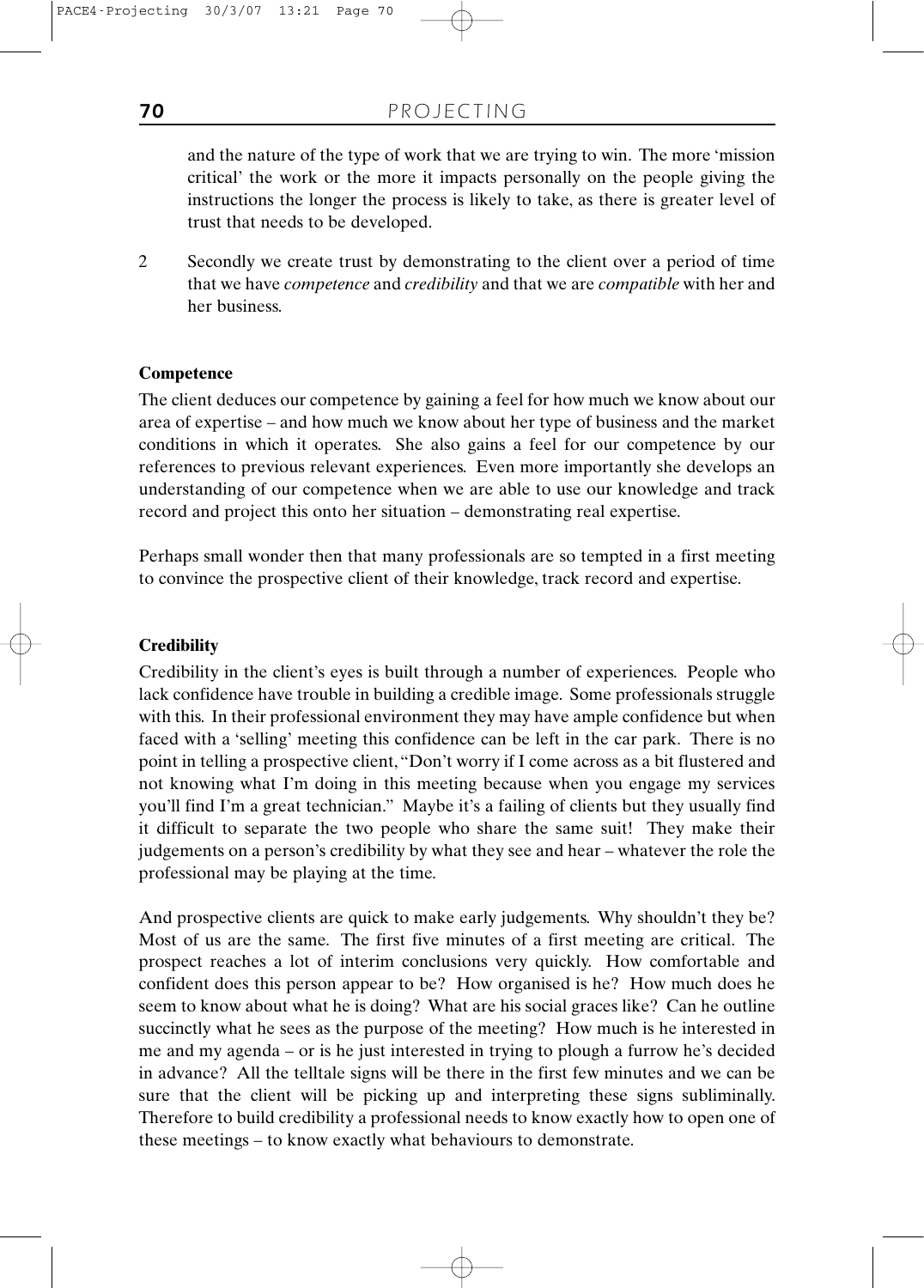and the nature of the type of work that we are trying to win. The more 'mission critical' the work or the more it impacts personally on the people giving the instructions the longer the process is likely to take, as there is greater level of trust that needs to be developed.

2 Secondly we create trust by demonstrating to the client over a period of time that we have *competence* and *credibility* and that we are *compatible* with her and her business.

**Competence**

The client deduces our competence by gaining a feel for how much we know about our area of expertise – and how much we know about her type of business and the market conditions in which it operates. She also gains a feel for our competence by our references to previous relevant experiences. Even more importantly she develops an understanding of our competence when we are able to use our knowledge and track record and project this onto her situation – demonstrating real expertise.

Perhaps small wonder then that many professionals are so tempted in a first meeting to convince the prospective client of their knowledge, track record and expertise.

**Credibility**

Credibility in the client's eyes is built through a number of experiences. People who lack confidence have trouble in building a credible image. Some professionals struggle with this. In their professional environment they may have ample confidence but when faced with a 'selling' meeting this confidence can be left in the car park. There is no point in telling a prospective client, "Don't worry if I come across as a bit flustered and not knowing what I'm doing in this meeting because when you engage my services you'll find I'm a great technician." Maybe it's a failing of clients but they usually find it difficult to separate the two people who share the same suit! They make their judgements on a person's credibility by what they see and hear – whatever the role the professional may be playing at the time.

And prospective clients are quick to make early judgements. Why shouldn't they be? Most of us are the same. The first five minutes of a first meeting are critical. The prospect reaches a lot of interim conclusions very quickly. How comfortable and confident does this person appear to be? How organised is he? How much does he seem to know about what he is doing? What are his social graces like? Can he outline succinctly what he sees as the purpose of the meeting? How much is he interested in me and my agenda – or is he just interested in trying to plough a furrow he's decided in advance? All the telltale signs will be there in the first few minutes and we can be sure that the client will be picking up and interpreting these signs subliminally. Therefore to build credibility a professional needs to know exactly how to open one of these meetings – to know exactly what behaviours to demonstrate.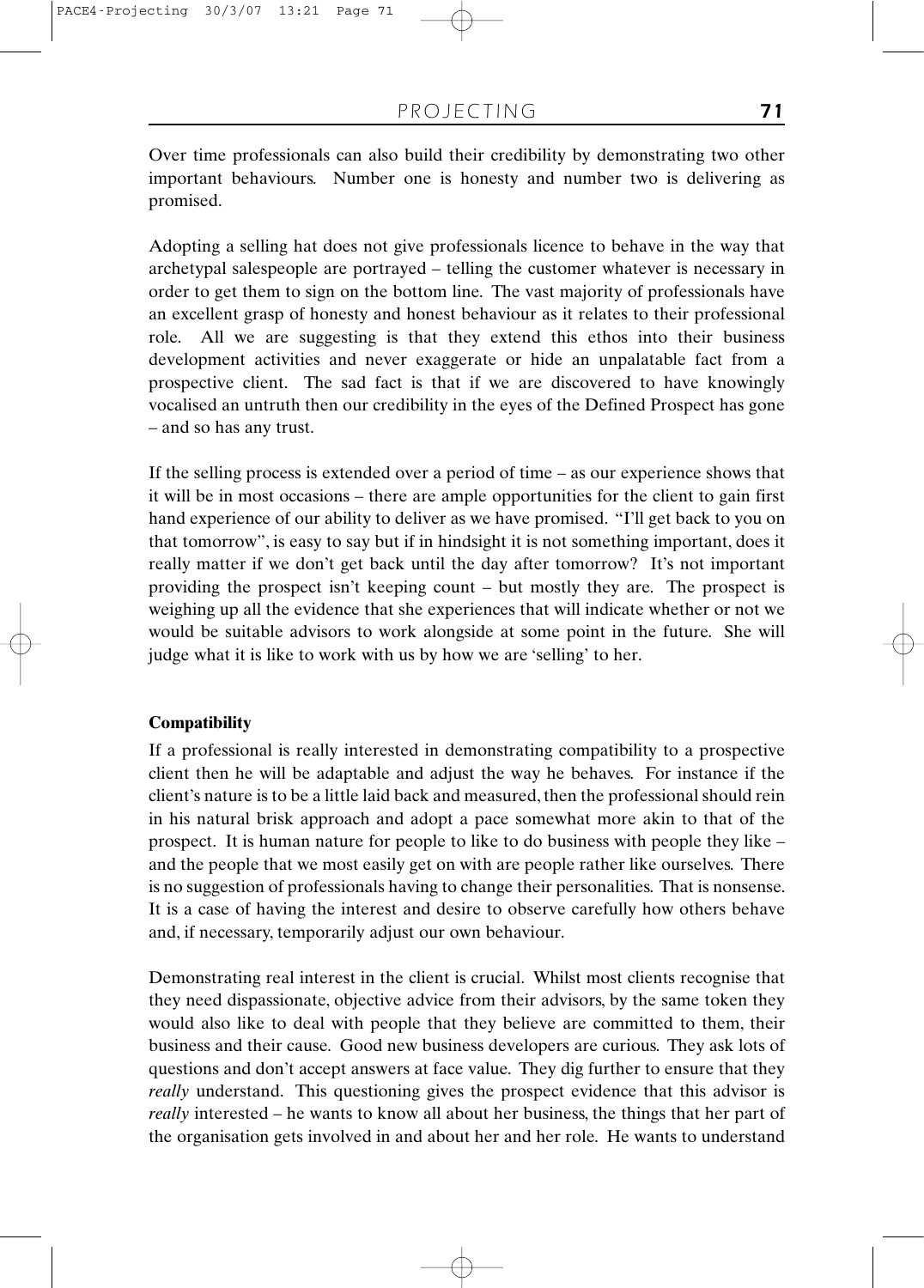Over time professionals can also build their credibility by demonstrating two other important behaviours. Number one is honesty and number two is delivering as promised.

Adopting a selling hat does not give professionals licence to behave in the way that archetypal salespeople are portrayed – telling the customer whatever is necessary in order to get them to sign on the bottom line. The vast majority of professionals have an excellent grasp of honesty and honest behaviour as it relates to their professional role. All we are suggesting is that they extend this ethos into their business development activities and never exaggerate or hide an unpalatable fact from a prospective client. The sad fact is that if we are discovered to have knowingly vocalised an untruth then our credibility in the eyes of the Defined Prospect has gone – and so has any trust.

If the selling process is extended over a period of time – as our experience shows that it will be in most occasions – there are ample opportunities for the client to gain first hand experience of our ability to deliver as we have promised. "I'll get back to you on that tomorrow", is easy to say but if in hindsight it is not something important, does it really matter if we don't get back until the day after tomorrow? It's not important providing the prospect isn't keeping count – but mostly they are. The prospect is weighing up all the evidence that she experiences that will indicate whether or not we would be suitable advisors to work alongside at some point in the future. She will judge what it is like to work with us by how we are 'selling' to her.

**Compatibility**

If a professional is really interested in demonstrating compatibility to a prospective client then he will be adaptable and adjust the way he behaves. For instance if the client's nature is to be a little laid back and measured, then the professional should rein in his natural brisk approach and adopt a pace somewhat more akin to that of the prospect. It is human nature for people to like to do business with people they like – and the people that we most easily get on with are people rather like ourselves. There is no suggestion of professionals having to change their personalities. That is nonsense. It is a case of having the interest and desire to observe carefully how others behave and, if necessary, temporarily adjust our own behaviour.

Demonstrating real interest in the client is crucial. Whilst most clients recognise that they need dispassionate, objective advice from their advisors, by the same token they would also like to deal with people that they believe are committed to them, their business and their cause. Good new business developers are curious. They ask lots of questions and don't accept answers at face value. They dig further to ensure that they *really* understand. This questioning gives the prospect evidence that this advisor is *really* interested – he wants to know all about her business, the things that her part of the organisation gets involved in and about her and her role. He wants to understand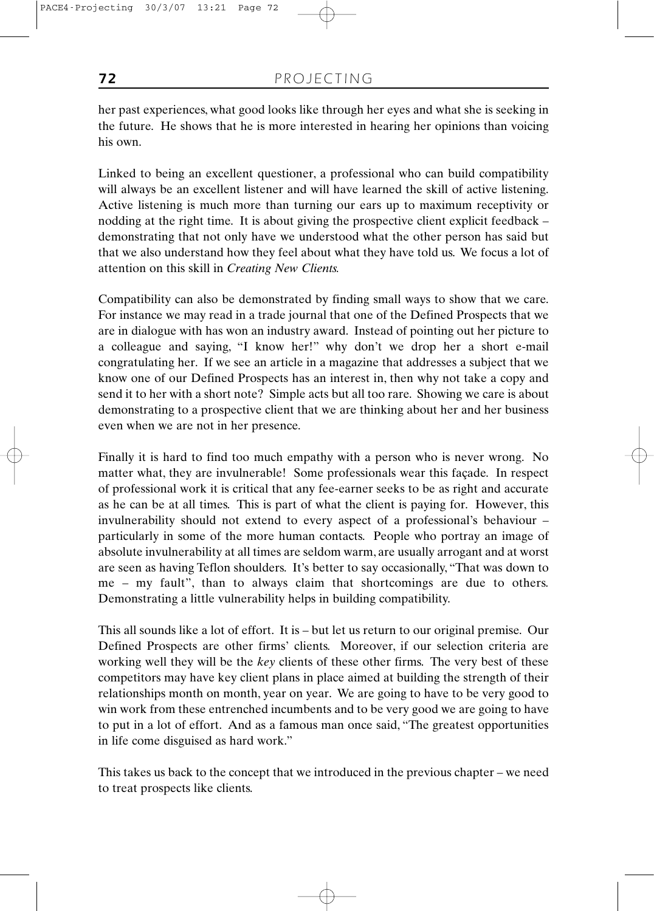her past experiences, what good looks like through her eyes and what she is seeking in the future. He shows that he is more interested in hearing her opinions than voicing his own.

Linked to being an excellent questioner, a professional who can build compatibility will always be an excellent listener and will have learned the skill of active listening. Active listening is much more than turning our ears up to maximum receptivity or nodding at the right time. It is about giving the prospective client explicit feedback – demonstrating that not only have we understood what the other person has said but that we also understand how they feel about what they have told us. We focus a lot of attention on this skill in *Creating New Clients.*

Compatibility can also be demonstrated by finding small ways to show that we care. For instance we may read in a trade journal that one of the Defined Prospects that we are in dialogue with has won an industry award. Instead of pointing out her picture to a colleague and saying, "I know her!" why don't we drop her a short e-mail congratulating her. If we see an article in a magazine that addresses a subject that we know one of our Defined Prospects has an interest in, then why not take a copy and send it to her with a short note? Simple acts but all too rare. Showing we care is about demonstrating to a prospective client that we are thinking about her and her business even when we are not in her presence.

Finally it is hard to find too much empathy with a person who is never wrong. No matter what, they are invulnerable! Some professionals wear this façade. In respect of professional work it is critical that any fee-earner seeks to be as right and accurate as he can be at all times. This is part of what the client is paying for. However, this invulnerability should not extend to every aspect of a professional's behaviour – particularly in some of the more human contacts. People who portray an image of absolute invulnerability at all times are seldom warm, are usually arrogant and at worst are seen as having Teflon shoulders. It's better to say occasionally, "That was down to me – my fault", than to always claim that shortcomings are due to others. Demonstrating a little vulnerability helps in building compatibility.

This all sounds like a lot of effort. It is – but let us return to our original premise. Our Defined Prospects are other firms' clients. Moreover, if our selection criteria are working well they will be the *key* clients of these other firms. The very best of these competitors may have key client plans in place aimed at building the strength of their relationships month on month, year on year. We are going to have to be very good to win work from these entrenched incumbents and to be very good we are going to have to put in a lot of effort. And as a famous man once said, "The greatest opportunities in life come disguised as hard work."

This takes us back to the concept that we introduced in the previous chapter – we need to treat prospects like clients.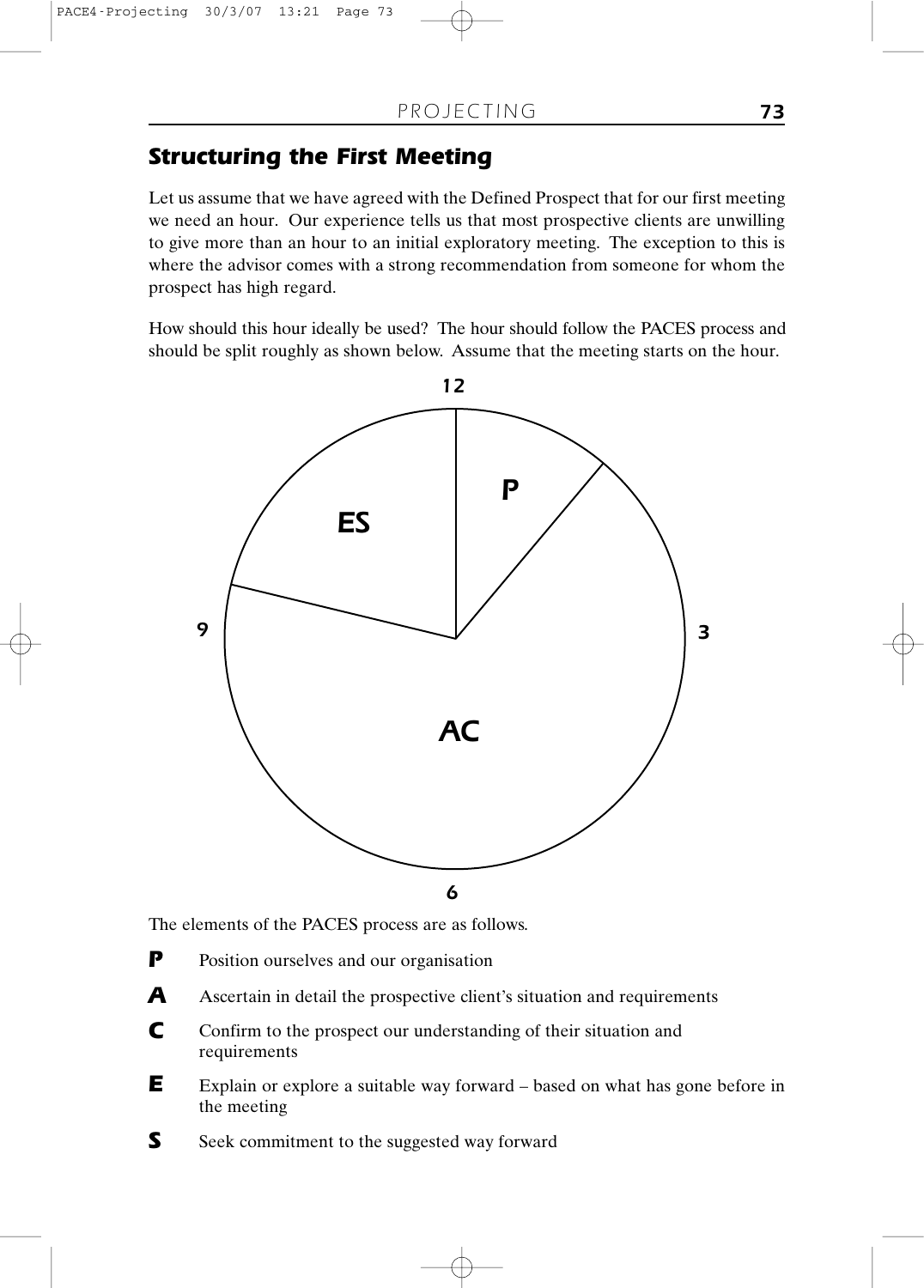## *Structuring the First Meeting*

Let us assume that we have agreed with the Defined Prospect that for our first meeting we need an hour. Our experience tells us that most prospective clients are unwilling to give more than an hour to an initial exploratory meeting. The exception to this is where the advisor comes with a strong recommendation from someone for whom the prospect has high regard.

How should this hour ideally be used? The hour should follow the PACES process and should be split roughly as shown below. Assume that the meeting starts on the hour.

12

**P**

**ES**

9

3

**AC**

6

The elements of the PACES process are as follows.

- **P** Position ourselves and our organisation
- **A** Ascertain in detail the prospective client's situation and requirements
- **C** Confirm to the prospect our understanding of their situation and requirements
- **E** Explain or explore a suitable way forward – based on what has gone before in the meeting
- **S** Seek commitment to the suggested way forward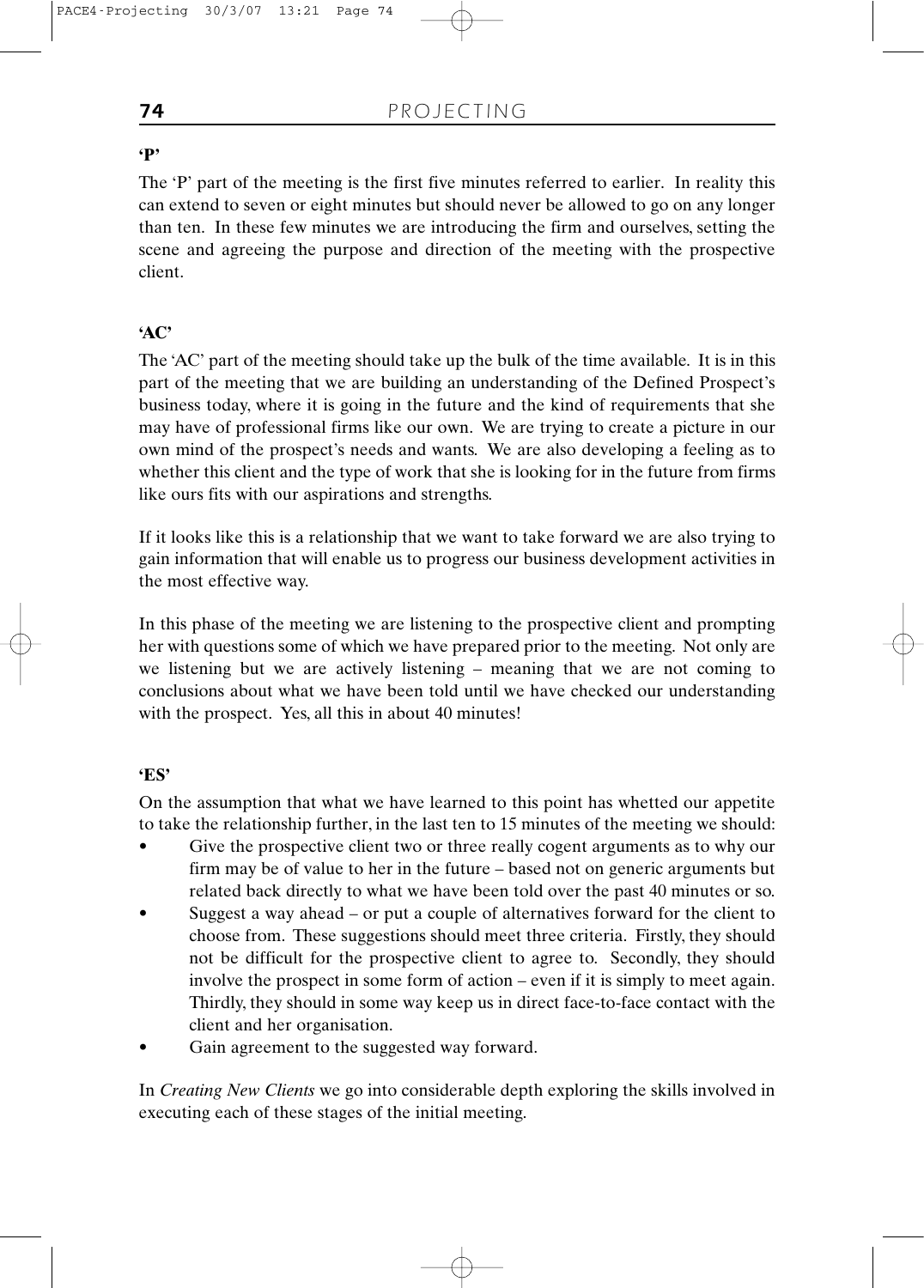**'P'**

The 'P' part of the meeting is the first five minutes referred to earlier. In reality this can extend to seven or eight minutes but should never be allowed to go on any longer than ten. In these few minutes we are introducing the firm and ourselves, setting the scene and agreeing the purpose and direction of the meeting with the prospective client.

**'AC'**

The 'AC' part of the meeting should take up the bulk of the time available. It is in this part of the meeting that we are building an understanding of the Defined Prospect's business today, where it is going in the future and the kind of requirements that she may have of professional firms like our own. We are trying to create a picture in our own mind of the prospect's needs and wants. We are also developing a feeling as to whether this client and the type of work that she is looking for in the future from firms like ours fits with our aspirations and strengths.

If it looks like this is a relationship that we want to take forward we are also trying to gain information that will enable us to progress our business development activities in the most effective way.

In this phase of the meeting we are listening to the prospective client and prompting her with questions some of which we have prepared prior to the meeting. Not only are we listening but we are actively listening – meaning that we are not coming to conclusions about what we have been told until we have checked our understanding with the prospect. Yes, all this in about 40 minutes!

**'ES'**

On the assumption that what we have learned to this point has whetted our appetite to take the relationship further, in the last ten to 15 minutes of the meeting we should:

- Give the prospective client two or three really cogent arguments as to why our firm may be of value to her in the future – based not on generic arguments but related back directly to what we have been told over the past 40 minutes or so.
- Suggest a way ahead – or put a couple of alternatives forward for the client to choose from. These suggestions should meet three criteria. Firstly, they should not be difficult for the prospective client to agree to. Secondly, they should involve the prospect in some form of action – even if it is simply to meet again. Thirdly, they should in some way keep us in direct face-to-face contact with the client and her organisation.
- Gain agreement to the suggested way forward.

In *Creating New Clients* we go into considerable depth exploring the skills involved in executing each of these stages of the initial meeting.